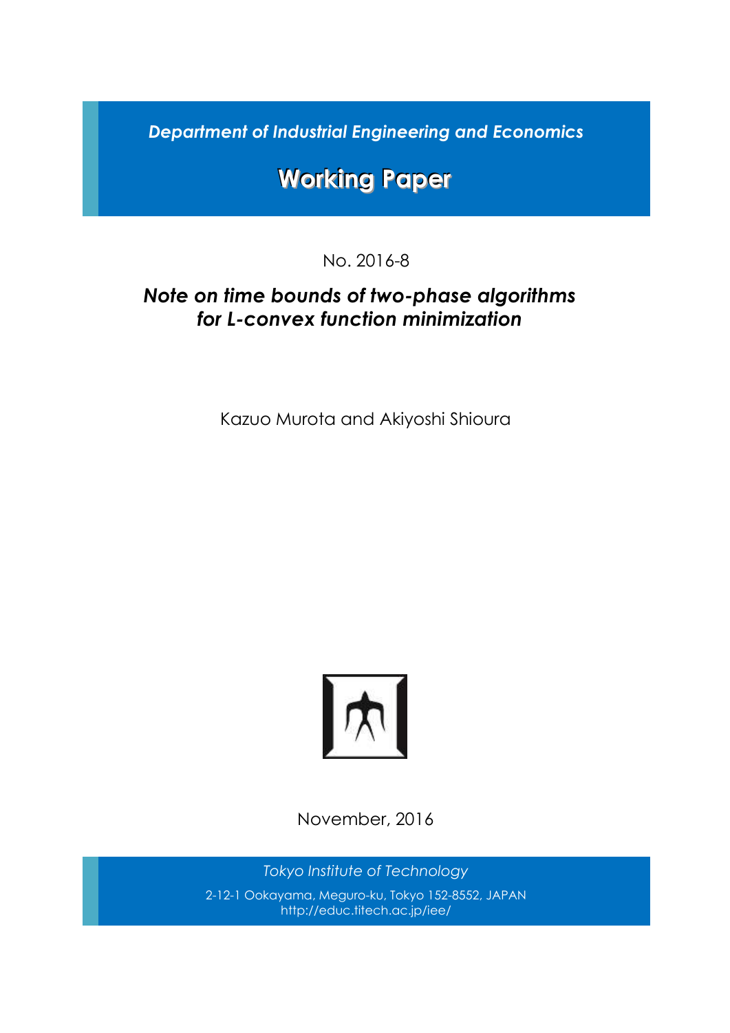*Department of Industrial Engineering and Economics*

# Working Paper

No. 2016-8

## *Note on time bounds of two-phase algorithms for L-convex function minimization*

Kazuo Murota and Akiyoshi Shioura

November, 2016

*Tokyo Institute of Technology*

2-12-1 Ookayama, Meguro-ku, Tokyo 152-8552, JAPAN
http://educ.titech.ac.jp/iee/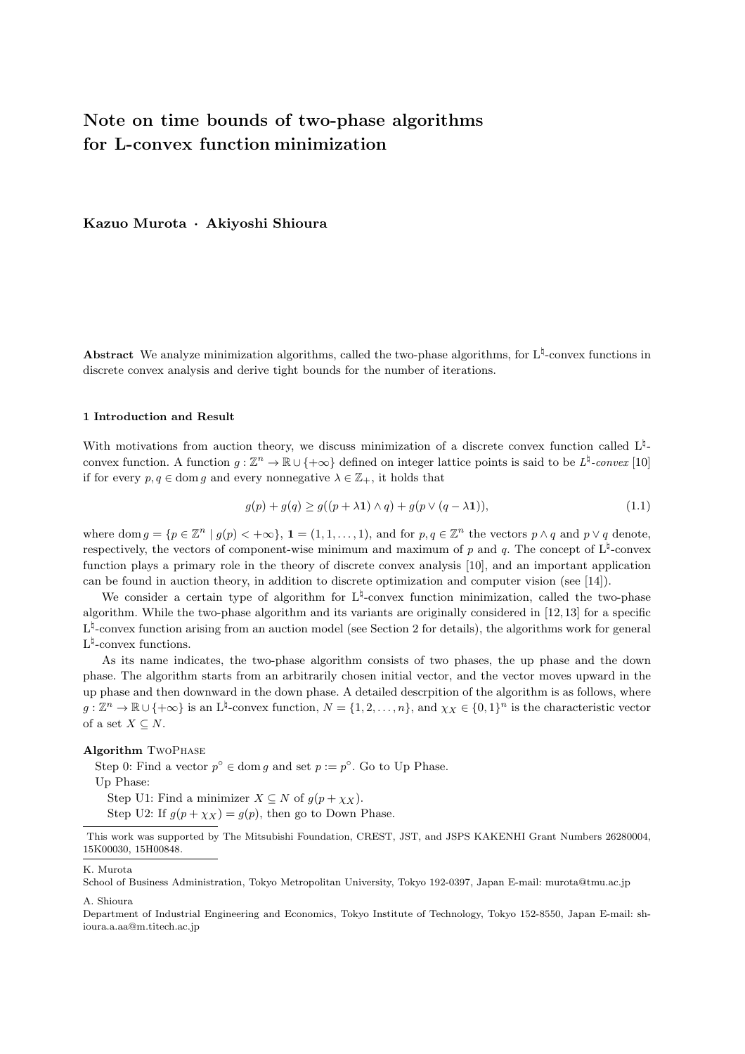# Note on time bounds of two-phase algorithms for L-convex function minimization

**Kazuo Murota · Akiyoshi Shioura**

**Abstract** We analyze minimization algorithms, called the two-phase algorithms, for L$^\natural$-convex functions in discrete convex analysis and derive tight bounds for the number of iterations.

### 1 Introduction and Result

With motivations from auction theory, we discuss minimization of a discrete convex function called L$^\natural$-convex function. A function $g : \mathbb{Z}^n \to \mathbb{R} \cup \{+\infty\}$ defined on integer lattice points is said to be *L$^\natural$-convex* [10] if for every $p, q \in \mathrm{dom}\, g$ and every nonnegative $\lambda \in \mathbb{Z}_+$, it holds that

$$g(p) + g(q) \geq g((p + \lambda \mathbf{1}) \wedge q) + g(p \vee (q - \lambda \mathbf{1})), \tag{1.1}$$

where $\mathrm{dom}\, g = \{p \in \mathbb{Z}^n \mid g(p) < +\infty\}$, $\mathbf{1} = (1, 1, \ldots, 1)$, and for $p, q \in \mathbb{Z}^n$ the vectors $p \wedge q$ and $p \vee q$ denote, respectively, the vectors of component-wise minimum and maximum of $p$ and $q$. The concept of L$^\natural$-convex function plays a primary role in the theory of discrete convex analysis [10], and an important application can be found in auction theory, in addition to discrete optimization and computer vision (see [14]).

We consider a certain type of algorithm for L$^\natural$-convex function minimization, called the two-phase algorithm. While the two-phase algorithm and its variants are originally considered in [12, 13] for a specific L$^\natural$-convex function arising from an auction model (see Section 2 for details), the algorithms work for general L$^\natural$-convex functions.

As its name indicates, the two-phase algorithm consists of two phases, the up phase and the down phase. The algorithm starts from an arbitrarily chosen initial vector, and the vector moves upward in the up phase and then downward in the down phase. A detailed descrpition of the algorithm is as follows, where $g : \mathbb{Z}^n \to \mathbb{R} \cup \{+\infty\}$ is an L$^\natural$-convex function, $N = \{1, 2, \ldots, n\}$, and $\chi_X \in \{0, 1\}^n$ is the characteristic vector of a set $X \subseteq N$.

**Algorithm** TwoPhase

Step 0: Find a vector $p^\circ \in \mathrm{dom}\, g$ and set $p := p^\circ$. Go to Up Phase.

Up Phase:

Step U1: Find a minimizer $X \subseteq N$ of $g(p + \chi_X)$.

Step U2: If $g(p + \chi_X) = g(p)$, then go to Down Phase.

---

This work was supported by The Mitsubishi Foundation, CREST, JST, and JSPS KAKENHI Grant Numbers 26280004, 15K00030, 15H00848.

K. Murota
School of Business Administration, Tokyo Metropolitan University, Tokyo 192-0397, Japan E-mail: murota@tmu.ac.jp

A. Shioura
Department of Industrial Engineering and Economics, Tokyo Institute of Technology, Tokyo 152-8550, Japan E-mail: shioura.a.aa@m.titech.ac.jp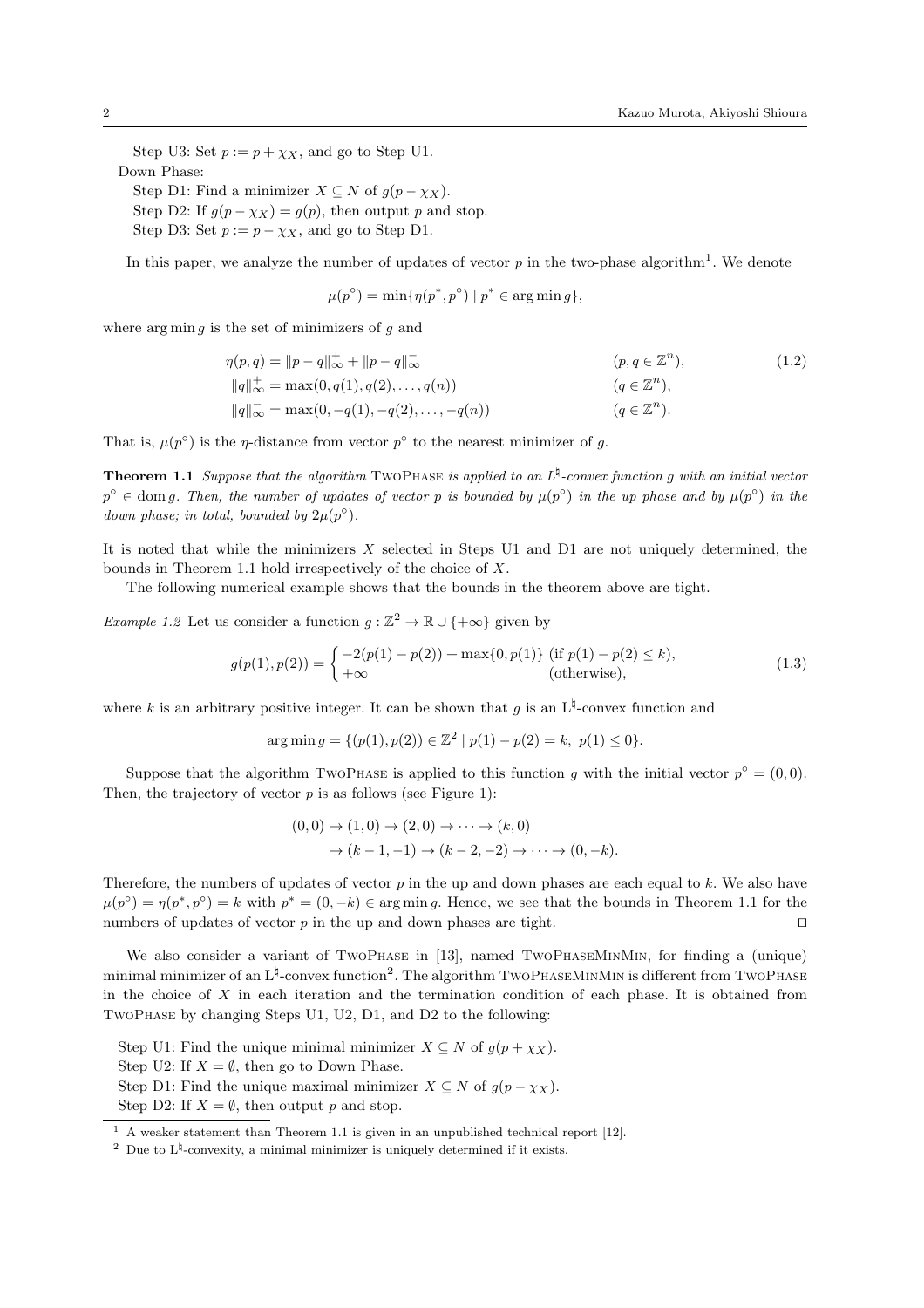Step U3: Set $p := p + \chi_X$, and go to Step U1.

Down Phase:

Step D1: Find a minimizer $X \subseteq N$ of $g(p - \chi_X)$.

Step D2: If $g(p - \chi_X) = g(p)$, then output $p$ and stop.

Step D3: Set $p := p - \chi_X$, and go to Step D1.

In this paper, we analyze the number of updates of vector $p$ in the two-phase algorithm[1]. We denote

$$\mu(p^\circ) = \min\{\eta(p^*, p^\circ) \mid p^* \in \arg\min g\},$$

where $\arg\min g$ is the set of minimizers of $g$ and

$$\begin{aligned}
\eta(p, q) &= \|p - q\|_\infty^+ + \|p - q\|_\infty^- && (p, q \in \mathbb{Z}^n), \\
\|q\|_\infty^+ &= \max(0, q(1), q(2), \ldots, q(n)) && (q \in \mathbb{Z}^n), \\
\|q\|_\infty^- &= \max(0, -q(1), -q(2), \ldots, -q(n)) && (q \in \mathbb{Z}^n).
\end{aligned} \tag{1.2}$$

That is, $\mu(p^\circ)$ is the $\eta$-distance from vector $p^\circ$ to the nearest minimizer of $g$.

**Theorem 1.1** *Suppose that the algorithm* TwoPhase *is applied to an* $L^\natural$*-convex function* $g$ *with an initial vector* $p^\circ \in \operatorname{dom} g$*. Then, the number of updates of vector* $p$ *is bounded by* $\mu(p^\circ)$ *in the up phase and by* $\mu(p^\circ)$ *in the down phase; in total, bounded by* $2\mu(p^\circ)$*.*

It is noted that while the minimizers $X$ selected in Steps U1 and D1 are not uniquely determined, the bounds in Theorem 1.1 hold irrespectively of the choice of $X$.

The following numerical example shows that the bounds in the theorem above are tight.

*Example 1.2* Let us consider a function $g : \mathbb{Z}^2 \to \mathbb{R} \cup \{+\infty\}$ given by

$$g(p(1), p(2)) = \begin{cases} -2(p(1) - p(2)) + \max\{0, p(1)\} & (\text{if } p(1) - p(2) \leq k), \\ +\infty & (\text{otherwise}), \end{cases} \tag{1.3}$$

where $k$ is an arbitrary positive integer. It can be shown that $g$ is an $\mathrm{L}^\natural$-convex function and

$$\arg\min g = \{(p(1), p(2)) \in \mathbb{Z}^2 \mid p(1) - p(2) = k,\ p(1) \leq 0\}.$$

Suppose that the algorithm TwoPhase is applied to this function $g$ with the initial vector $p^\circ = (0, 0)$. Then, the trajectory of vector $p$ is as follows (see Figure 1):

$$\begin{aligned}
(0, 0) &\to (1, 0) \to (2, 0) \to \cdots \to (k, 0) \\
&\to (k - 1, -1) \to (k - 2, -2) \to \cdots \to (0, -k).
\end{aligned}$$

Therefore, the numbers of updates of vector $p$ in the up and down phases are each equal to $k$. We also have $\mu(p^\circ) = \eta(p^*, p^\circ) = k$ with $p^* = (0, -k) \in \arg\min g$. Hence, we see that the bounds in Theorem 1.1 for the numbers of updates of vector $p$ in the up and down phases are tight. ◻

We also consider a variant of TwoPhase in [13], named TwoPhaseMinMin, for finding a (unique) minimal minimizer of an $\mathrm{L}^\natural$-convex function[2]. The algorithm TwoPhaseMinMin is different from TwoPhase in the choice of $X$ in each iteration and the termination condition of each phase. It is obtained from TwoPhase by changing Steps U1, U2, D1, and D2 to the following:

Step U1: Find the unique minimal minimizer $X \subseteq N$ of $g(p + \chi_X)$.

Step U2: If $X = \emptyset$, then go to Down Phase.

Step D1: Find the unique maximal minimizer $X \subseteq N$ of $g(p - \chi_X)$.

Step D2: If $X = \emptyset$, then output $p$ and stop.

---

[1] A weaker statement than Theorem 1.1 is given in an unpublished technical report [12].

[2] Due to $\mathrm{L}^\natural$-convexity, a minimal minimizer is uniquely determined if it exists.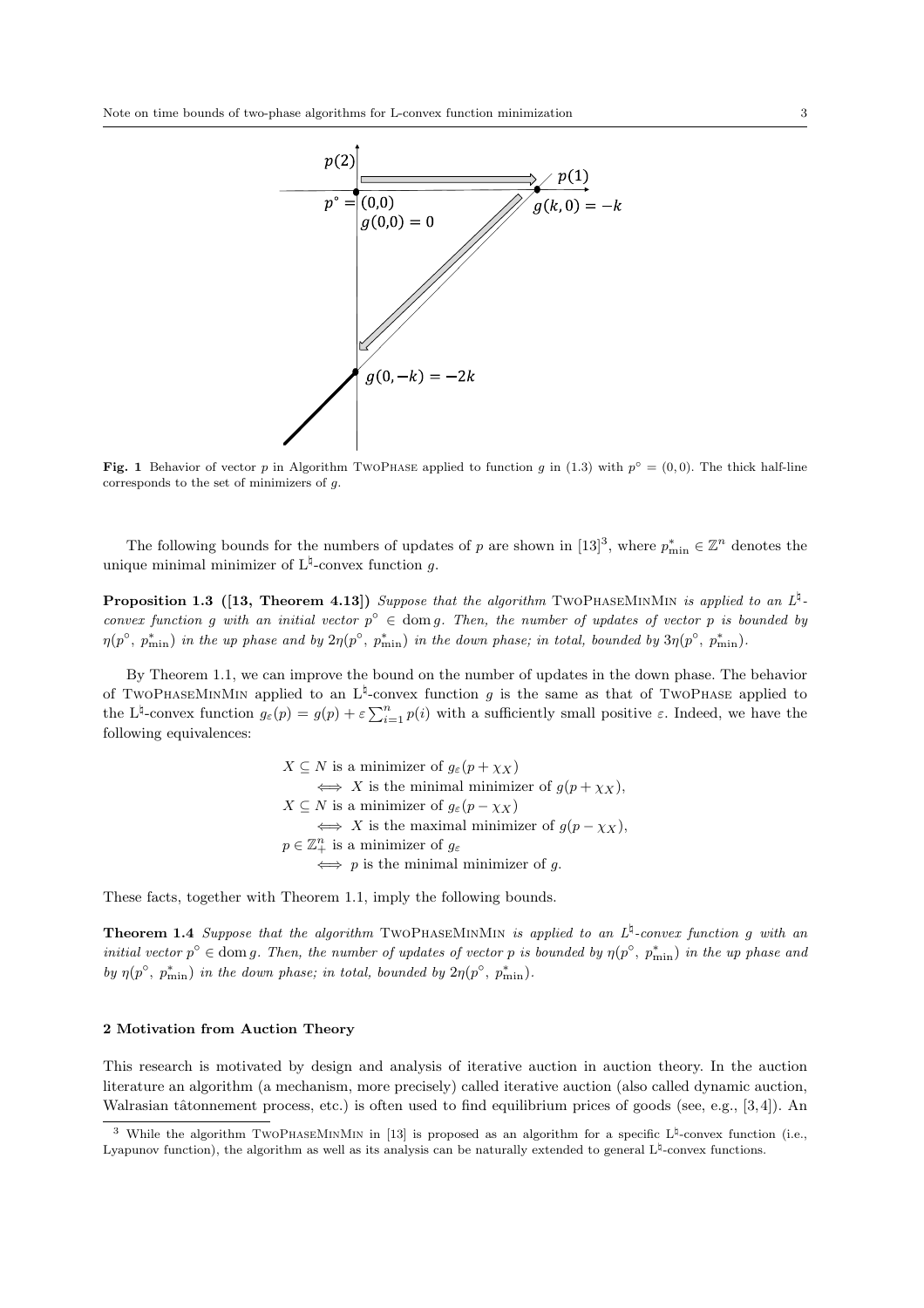**Fig. 1** Behavior of vector $p$ in Algorithm TwoPhase applied to function $g$ in (1.3) with $p^\circ = (0, 0)$. The thick half-line corresponds to the set of minimizers of $g$.

The following bounds for the numbers of updates of $p$ are shown in [13][3], where $p^*_{\min} \in \mathbb{Z}^n$ denotes the unique minimal minimizer of $\mathrm{L}^\natural$-convex function $g$.

**Proposition 1.3 ([13, Theorem 4.13])** *Suppose that the algorithm* TwoPhaseMinMin *is applied to an $\mathrm{L}^\natural$-convex function $g$ with an initial vector $p^\circ \in \mathrm{dom}\, g$. Then, the number of updates of vector $p$ is bounded by $\eta(p^\circ, p^*_{\min})$ in the up phase and by $2\eta(p^\circ, p^*_{\min})$ in the down phase; in total, bounded by $3\eta(p^\circ, p^*_{\min})$.*

By Theorem 1.1, we can improve the bound on the number of updates in the down phase. The behavior of TwoPhaseMinMin applied to an $\mathrm{L}^\natural$-convex function $g$ is the same as that of TwoPhase applied to the $\mathrm{L}^\natural$-convex function $g_\varepsilon(p) = g(p) + \varepsilon \sum_{i=1}^n p(i)$ with a sufficiently small positive $\varepsilon$. Indeed, we have the following equivalences:

$$
\begin{aligned}
&X \subseteq N \text{ is a minimizer of } g_\varepsilon(p + \chi_X) \\
&\quad \iff X \text{ is the minimal minimizer of } g(p + \chi_X), \\
&X \subseteq N \text{ is a minimizer of } g_\varepsilon(p - \chi_X) \\
&\quad \iff X \text{ is the maximal minimizer of } g(p - \chi_X), \\
&p \in \mathbb{Z}^n_+ \text{ is a minimizer of } g_\varepsilon \\
&\quad \iff p \text{ is the minimal minimizer of } g.
\end{aligned}
$$

These facts, together with Theorem 1.1, imply the following bounds.

**Theorem 1.4** *Suppose that the algorithm* TwoPhaseMinMin *is applied to an $\mathrm{L}^\natural$-convex function $g$ with an initial vector $p^\circ \in \mathrm{dom}\, g$. Then, the number of updates of vector $p$ is bounded by $\eta(p^\circ, p^*_{\min})$ in the up phase and by $\eta(p^\circ, p^*_{\min})$ in the down phase; in total, bounded by $2\eta(p^\circ, p^*_{\min})$.*

## 2 Motivation from Auction Theory

This research is motivated by design and analysis of iterative auction in auction theory. In the auction literature an algorithm (a mechanism, more precisely) called iterative auction (also called dynamic auction, Walrasian tâtonnement process, etc.) is often used to find equilibrium prices of goods (see, e.g., [3, 4]). An

[3] While the algorithm TwoPhaseMinMin in [13] is proposed as an algorithm for a specific $\mathrm{L}^\natural$-convex function (i.e., Lyapunov function), the algorithm as well as its analysis can be naturally extended to general $\mathrm{L}^\natural$-convex functions.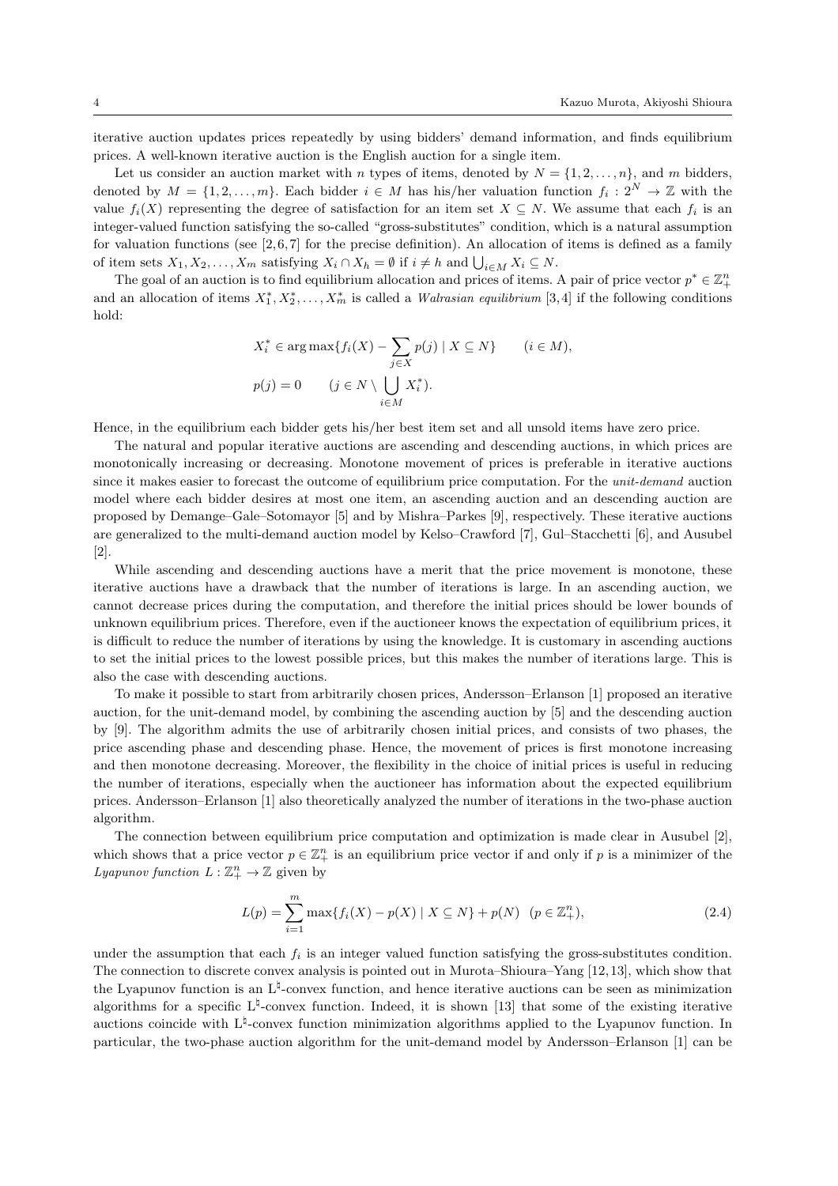iterative auction updates prices repeatedly by using bidders' demand information, and finds equilibrium prices. A well-known iterative auction is the English auction for a single item.

Let us consider an auction market with $n$ types of items, denoted by $N = \{1, 2, \ldots, n\}$, and $m$ bidders, denoted by $M = \{1, 2, \ldots, m\}$. Each bidder $i \in M$ has his/her valuation function $f_i : 2^N \to \mathbb{Z}$ with the value $f_i(X)$ representing the degree of satisfaction for an item set $X \subseteq N$. We assume that each $f_i$ is an integer-valued function satisfying the so-called "gross-substitutes" condition, which is a natural assumption for valuation functions (see [2,6,7] for the precise definition). An allocation of items is defined as a family of item sets $X_1, X_2, \ldots, X_m$ satisfying $X_i \cap X_h = \emptyset$ if $i \neq h$ and $\bigcup_{i \in M} X_i \subseteq N$.

The goal of an auction is to find equilibrium allocation and prices of items. A pair of price vector $p^* \in \mathbb{Z}^n_+$ and an allocation of items $X^*_1, X^*_2, \ldots, X^*_m$ is called a *Walrasian equilibrium* [3,4] if the following conditions hold:

$$
\begin{aligned}
&X^*_i \in \arg\max\{f_i(X) - \sum_{j \in X} p(j) \mid X \subseteq N\} \qquad (i \in M),\\
&p(j) = 0 \qquad (j \in N \setminus \bigcup_{i \in M} X^*_i).
\end{aligned}
$$

Hence, in the equilibrium each bidder gets his/her best item set and all unsold items have zero price.

The natural and popular iterative auctions are ascending and descending auctions, in which prices are monotonically increasing or decreasing. Monotone movement of prices is preferable in iterative auctions since it makes easier to forecast the outcome of equilibrium price computation. For the *unit-demand* auction model where each bidder desires at most one item, an ascending auction and an descending auction are proposed by Demange–Gale–Sotomayor [5] and by Mishra–Parkes [9], respectively. These iterative auctions are generalized to the multi-demand auction model by Kelso–Crawford [7], Gul–Stacchetti [6], and Ausubel [2].

While ascending and descending auctions have a merit that the price movement is monotone, these iterative auctions have a drawback that the number of iterations is large. In an ascending auction, we cannot decrease prices during the computation, and therefore the initial prices should be lower bounds of unknown equilibrium prices. Therefore, even if the auctioneer knows the expectation of equilibrium prices, it is difficult to reduce the number of iterations by using the knowledge. It is customary in ascending auctions to set the initial prices to the lowest possible prices, but this makes the number of iterations large. This is also the case with descending auctions.

To make it possible to start from arbitrarily chosen prices, Andersson–Erlanson [1] proposed an iterative auction, for the unit-demand model, by combining the ascending auction by [5] and the descending auction by [9]. The algorithm admits the use of arbitrarily chosen initial prices, and consists of two phases, the price ascending phase and descending phase. Hence, the movement of prices is first monotone increasing and then monotone decreasing. Moreover, the flexibility in the choice of initial prices is useful in reducing the number of iterations, especially when the auctioneer has information about the expected equilibrium prices. Andersson–Erlanson [1] also theoretically analyzed the number of iterations in the two-phase auction algorithm.

The connection between equilibrium price computation and optimization is made clear in Ausubel [2], which shows that a price vector $p \in \mathbb{Z}^n_+$ is an equilibrium price vector if and only if $p$ is a minimizer of the *Lyapunov function* $L : \mathbb{Z}^n_+ \to \mathbb{Z}$ given by

$$
L(p) = \sum_{i=1}^{m} \max\{f_i(X) - p(X) \mid X \subseteq N\} + p(N) \quad (p \in \mathbb{Z}^n_+), \tag{2.4}
$$

under the assumption that each $f_i$ is an integer valued function satisfying the gross-substitutes condition. The connection to discrete convex analysis is pointed out in Murota–Shioura–Yang [12,13], which show that the Lyapunov function is an $\mathrm{L}^\natural$-convex function, and hence iterative auctions can be seen as minimization algorithms for a specific $\mathrm{L}^\natural$-convex function. Indeed, it is shown [13] that some of the existing iterative auctions coincide with $\mathrm{L}^\natural$-convex function minimization algorithms applied to the Lyapunov function. In particular, the two-phase auction algorithm for the unit-demand model by Andersson–Erlanson [1] can be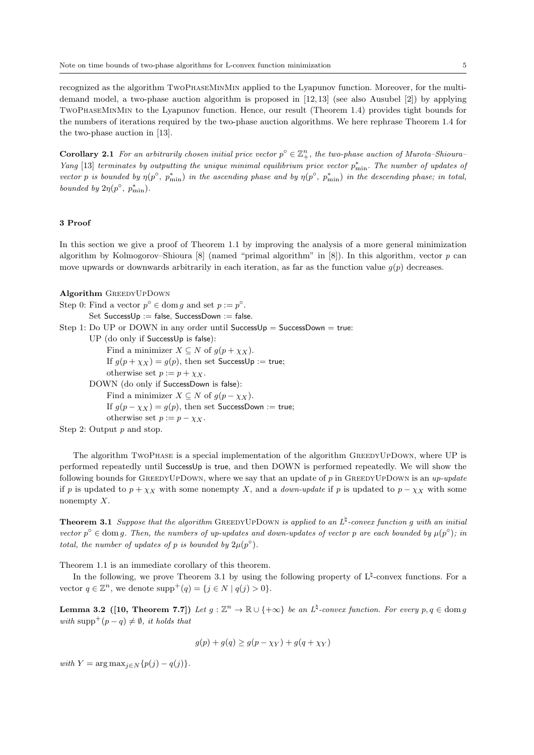recognized as the algorithm TwoPhaseMinMin applied to the Lyapunov function. Moreover, for the multi-demand model, a two-phase auction algorithm is proposed in [12,13] (see also Ausubel [2]) by applying TwoPhaseMinMin to the Lyapunov function. Hence, our result (Theorem 1.4) provides tight bounds for the numbers of iterations required by the two-phase auction algorithms. We here rephrase Theorem 1.4 for the two-phase auction in [13].

**Corollary 2.1** *For an arbitrarily chosen initial price vector $p^\circ \in \mathbb{Z}^n_+$, the two-phase auction of Murota–Shioura–Yang [13] terminates by outputting the unique minimal equilibrium price vector $p^*_{\min}$. The number of updates of vector $p$ is bounded by $\eta(p^\circ,\ p^*_{\min})$ in the ascending phase and by $\eta(p^\circ,\ p^*_{\min})$ in the descending phase; in total, bounded by $2\eta(p^\circ,\ p^*_{\min})$.*

## 3 Proof

In this section we give a proof of Theorem 1.1 by improving the analysis of a more general minimization algorithm by Kolmogorov–Shioura [8] (named "primal algorithm" in [8]). In this algorithm, vector $p$ can move upwards or downwards arbitrarily in each iteration, as far as the function value $g(p)$ decreases.

**Algorithm** GreedyUpDown

Step 0: Find a vector $p^\circ \in \operatorname{dom} g$ and set $p := p^\circ$.
  Set SuccessUp := false, SuccessDown := false.
Step 1: Do UP or DOWN in any order until SuccessUp = SuccessDown = true:
  UP (do only if SuccessUp is false):
    Find a minimizer $X \subseteq N$ of $g(p + \chi_X)$.
    If $g(p + \chi_X) = g(p)$, then set SuccessUp := true;
    otherwise set $p := p + \chi_X$.
  DOWN (do only if SuccessDown is false):
    Find a minimizer $X \subseteq N$ of $g(p - \chi_X)$.
    If $g(p - \chi_X) = g(p)$, then set SuccessDown := true;
    otherwise set $p := p - \chi_X$.
Step 2: Output $p$ and stop.

The algorithm TwoPhase is a special implementation of the algorithm GreedyUpDown, where UP is performed repeatedly until SuccessUp is true, and then DOWN is performed repeatedly. We will show the following bounds for GreedyUpDown, where we say that an update of $p$ in GreedyUpDown is an *up-update* if $p$ is updated to $p + \chi_X$ with some nonempty $X$, and a *down-update* if $p$ is updated to $p - \chi_X$ with some nonempty $X$.

**Theorem 3.1** *Suppose that the algorithm GreedyUpDown is applied to an L$^\natural$-convex function $g$ with an initial vector $p^\circ \in \operatorname{dom} g$. Then, the numbers of up-updates and down-updates of vector $p$ are each bounded by $\mu(p^\circ)$; in total, the number of updates of $p$ is bounded by $2\mu(p^\circ)$.*

Theorem 1.1 is an immediate corollary of this theorem.

In the following, we prove Theorem 3.1 by using the following property of L$^\natural$-convex functions. For a vector $q \in \mathbb{Z}^n$, we denote $\operatorname{supp}^+(q) = \{j \in N \mid q(j) > 0\}$.

**Lemma 3.2 ([10, Theorem 7.7])** *Let $g : \mathbb{Z}^n \to \mathbb{R} \cup \{+\infty\}$ be an L$^\natural$-convex function. For every $p, q \in \operatorname{dom} g$ with $\operatorname{supp}^+(p - q) \neq \emptyset$, it holds that*

$$g(p) + g(q) \geq g(p - \chi_Y) + g(q + \chi_Y)$$

*with $Y = \arg\max_{j \in N}\{p(j) - q(j)\}$.*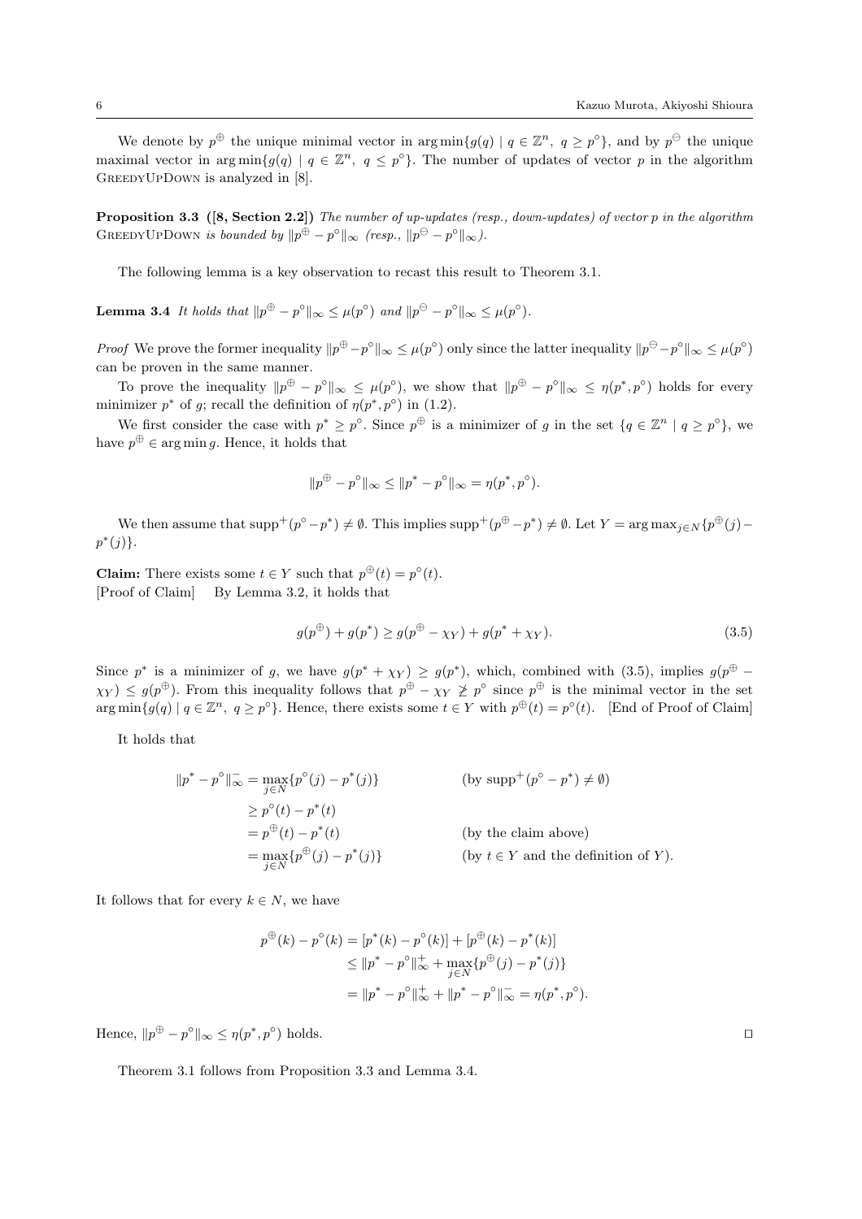We denote by $p^{\oplus}$ the unique minimal vector in $\arg\min\{g(q) \mid q \in \mathbb{Z}^n,\ q \geq p^\circ\}$, and by $p^{\ominus}$ the unique maximal vector in $\arg\min\{g(q) \mid q \in \mathbb{Z}^n,\ q \leq p^\circ\}$. The number of updates of vector $p$ in the algorithm GreedyUpDown is analyzed in [8].

**Proposition 3.3 ([8, Section 2.2])** *The number of up-updates (resp., down-updates) of vector $p$ in the algorithm* GreedyUpDown *is bounded by $\|p^{\oplus} - p^\circ\|_\infty$ (resp., $\|p^{\ominus} - p^\circ\|_\infty$).*

The following lemma is a key observation to recast this result to Theorem 3.1.

**Lemma 3.4** *It holds that $\|p^{\oplus} - p^\circ\|_\infty \leq \mu(p^\circ)$ and $\|p^{\ominus} - p^\circ\|_\infty \leq \mu(p^\circ)$.*

*Proof* We prove the former inequality $\|p^{\oplus} - p^\circ\|_\infty \leq \mu(p^\circ)$ only since the latter inequality $\|p^{\ominus} - p^\circ\|_\infty \leq \mu(p^\circ)$ can be proven in the same manner.

To prove the inequality $\|p^{\oplus} - p^\circ\|_\infty \leq \mu(p^\circ)$, we show that $\|p^{\oplus} - p^\circ\|_\infty \leq \eta(p^*, p^\circ)$ holds for every minimizer $p^*$ of $g$; recall the definition of $\eta(p^*, p^\circ)$ in (1.2).

We first consider the case with $p^* \geq p^\circ$. Since $p^{\oplus}$ is a minimizer of $g$ in the set $\{q \in \mathbb{Z}^n \mid q \geq p^\circ\}$, we have $p^{\oplus} \in \arg\min g$. Hence, it holds that

$$\|p^{\oplus} - p^\circ\|_\infty \leq \|p^* - p^\circ\|_\infty = \eta(p^*, p^\circ).$$

We then assume that $\mathrm{supp}^+(p^\circ - p^*) \neq \emptyset$. This implies $\mathrm{supp}^+(p^{\oplus} - p^*) \neq \emptyset$. Let $Y = \arg\max_{j \in N}\{p^{\oplus}(j) - p^*(j)\}$.

**Claim:** There exists some $t \in Y$ such that $p^{\oplus}(t) = p^\circ(t)$.
[Proof of Claim] By Lemma 3.2, it holds that

$$g(p^{\oplus}) + g(p^*) \geq g(p^{\oplus} - \chi_Y) + g(p^* + \chi_Y). \tag{3.5}$$

Since $p^*$ is a minimizer of $g$, we have $g(p^* + \chi_Y) \geq g(p^*)$, which, combined with (3.5), implies $g(p^{\oplus} - \chi_Y) \leq g(p^{\oplus})$. From this inequality follows that $p^{\oplus} - \chi_Y \not\geq p^\circ$ since $p^{\oplus}$ is the minimal vector in the set $\arg\min\{g(q) \mid q \in \mathbb{Z}^n,\ q \geq p^\circ\}$. Hence, there exists some $t \in Y$ with $p^{\oplus}(t) = p^\circ(t)$. [End of Proof of Claim]

It holds that

$$\begin{aligned}
\|p^* - p^\circ\|_\infty^- &= \max_{j \in N}\{p^\circ(j) - p^*(j)\} && \text{(by } \mathrm{supp}^+(p^\circ - p^*) \neq \emptyset) \\
&\geq p^\circ(t) - p^*(t) \\
&= p^{\oplus}(t) - p^*(t) && \text{(by the claim above)} \\
&= \max_{j \in N}\{p^{\oplus}(j) - p^*(j)\} && \text{(by } t \in Y \text{ and the definition of } Y).
\end{aligned}$$

It follows that for every $k \in N$, we have

$$\begin{aligned}
p^{\oplus}(k) - p^\circ(k) &= [p^*(k) - p^\circ(k)] + [p^{\oplus}(k) - p^*(k)] \\
&\leq \|p^* - p^\circ\|_\infty^+ + \max_{j \in N}\{p^{\oplus}(j) - p^*(j)\} \\
&= \|p^* - p^\circ\|_\infty^+ + \|p^* - p^\circ\|_\infty^- = \eta(p^*, p^\circ).
\end{aligned}$$

Hence, $\|p^{\oplus} - p^\circ\|_\infty \leq \eta(p^*, p^\circ)$ holds. □

Theorem 3.1 follows from Proposition 3.3 and Lemma 3.4.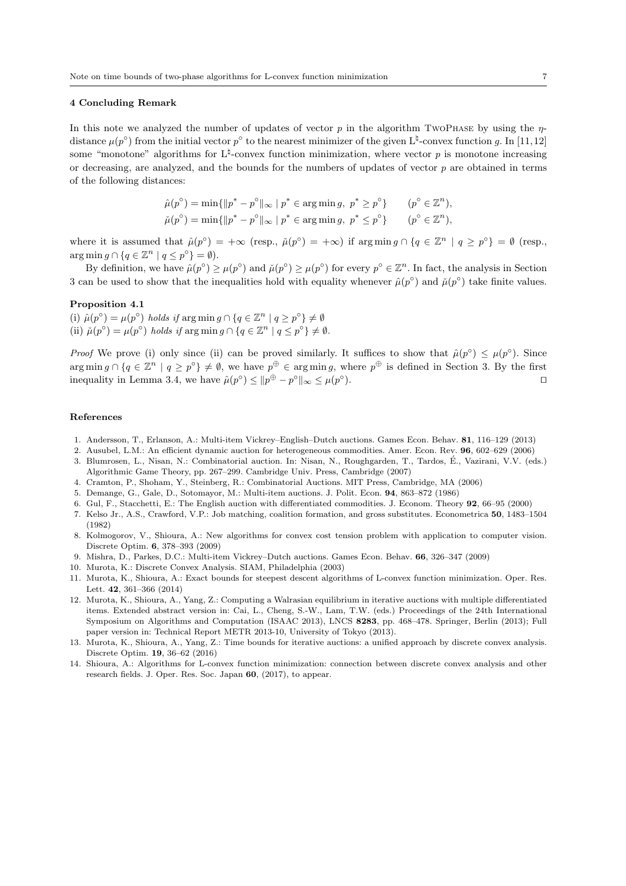### 4 Concluding Remark

In this note we analyzed the number of updates of vector $p$ in the algorithm TwoPhase by using the $\eta$-distance $\mu(p^\circ)$ from the initial vector $p^\circ$ to the nearest minimizer of the given L$^\natural$-convex function $g$. In [11,12] some "monotone" algorithms for L$^\natural$-convex function minimization, where vector $p$ is monotone increasing or decreasing, are analyzed, and the bounds for the numbers of updates of vector $p$ are obtained in terms of the following distances:

$$\hat{\mu}(p^\circ) = \min\{\|p^* - p^\circ\|_\infty \mid p^* \in \arg\min g,\ p^* \geq p^\circ\} \qquad (p^\circ \in \mathbb{Z}^n),$$
$$\check{\mu}(p^\circ) = \min\{\|p^* - p^\circ\|_\infty \mid p^* \in \arg\min g,\ p^* \leq p^\circ\} \qquad (p^\circ \in \mathbb{Z}^n),$$

where it is assumed that $\hat{\mu}(p^\circ) = +\infty$ (resp., $\check{\mu}(p^\circ) = +\infty$) if $\arg\min g \cap \{q \in \mathbb{Z}^n \mid q \geq p^\circ\} = \emptyset$ (resp., $\arg\min g \cap \{q \in \mathbb{Z}^n \mid q \leq p^\circ\} = \emptyset$).

By definition, we have $\hat{\mu}(p^\circ) \geq \mu(p^\circ)$ and $\check{\mu}(p^\circ) \geq \mu(p^\circ)$ for every $p^\circ \in \mathbb{Z}^n$. In fact, the analysis in Section 3 can be used to show that the inequalities hold with equality whenever $\hat{\mu}(p^\circ)$ and $\check{\mu}(p^\circ)$ take finite values.

**Proposition 4.1**
(i) $\hat{\mu}(p^\circ) = \mu(p^\circ)$ *holds if* $\arg\min g \cap \{q \in \mathbb{Z}^n \mid q \geq p^\circ\} \neq \emptyset$
(ii) $\check{\mu}(p^\circ) = \mu(p^\circ)$ *holds if* $\arg\min g \cap \{q \in \mathbb{Z}^n \mid q \leq p^\circ\} \neq \emptyset$.

*Proof* We prove (i) only since (ii) can be proved similarly. It suffices to show that $\hat{\mu}(p^\circ) \leq \mu(p^\circ)$. Since $\arg\min g \cap \{q \in \mathbb{Z}^n \mid q \geq p^\circ\} \neq \emptyset$, we have $p^\oplus \in \arg\min g$, where $p^\oplus$ is defined in Section 3. By the first inequality in Lemma 3.4, we have $\hat{\mu}(p^\circ) \leq \|p^\oplus - p^\circ\|_\infty \leq \mu(p^\circ)$. ◻

### References

1. Andersson, T., Erlanson, A.: Multi-item Vickrey–English–Dutch auctions. Games Econ. Behav. **81**, 116–129 (2013)
2. Ausubel, L.M.: An efficient dynamic auction for heterogeneous commodities. Amer. Econ. Rev. **96**, 602–629 (2006)
3. Blumrosen, L., Nisan, N.: Combinatorial auction. In: Nisan, N., Roughgarden, T., Tardos, É., Vazirani, V.V. (eds.) Algorithmic Game Theory, pp. 267–299. Cambridge Univ. Press, Cambridge (2007)
4. Cramton, P., Shoham, Y., Steinberg, R.: Combinatorial Auctions. MIT Press, Cambridge, MA (2006)
5. Demange, G., Gale, D., Sotomayor, M.: Multi-item auctions. J. Polit. Econ. **94**, 863–872 (1986)
6. Gul, F., Stacchetti, E.: The English auction with differentiated commodities. J. Econom. Theory **92**, 66–95 (2000)
7. Kelso Jr., A.S., Crawford, V.P.: Job matching, coalition formation, and gross substitutes. Econometrica **50**, 1483–1504 (1982)
8. Kolmogorov, V., Shioura, A.: New algorithms for convex cost tension problem with application to computer vision. Discrete Optim. **6**, 378–393 (2009)
9. Mishra, D., Parkes, D.C.: Multi-item Vickrey–Dutch auctions. Games Econ. Behav. **66**, 326–347 (2009)
10. Murota, K.: Discrete Convex Analysis. SIAM, Philadelphia (2003)
11. Murota, K., Shioura, A.: Exact bounds for steepest descent algorithms of L-convex function minimization. Oper. Res. Lett. **42**, 361–366 (2014)
12. Murota, K., Shioura, A., Yang, Z.: Computing a Walrasian equilibrium in iterative auctions with multiple differentiated items. Extended abstract version in: Cai, L., Cheng, S.-W., Lam, T.W. (eds.) Proceedings of the 24th International Symposium on Algorithms and Computation (ISAAC 2013), LNCS **8283**, pp. 468–478. Springer, Berlin (2013); Full paper version in: Technical Report METR 2013-10, University of Tokyo (2013).
13. Murota, K., Shioura, A., Yang, Z.: Time bounds for iterative auctions: a unified approach by discrete convex analysis. Discrete Optim. **19**, 36–62 (2016)
14. Shioura, A.: Algorithms for L-convex function minimization: connection between discrete convex analysis and other research fields. J. Oper. Res. Soc. Japan **60**, (2017), to appear.